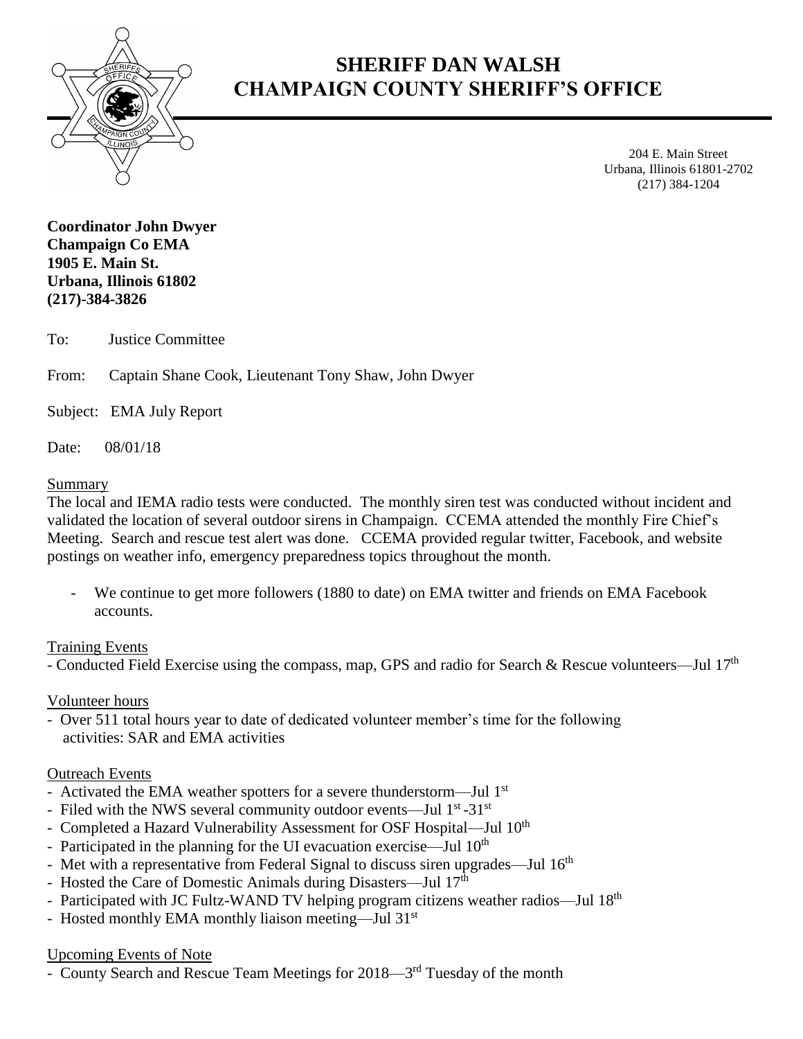# SHERIFF DAN WALSH
# CHAMPAIGN COUNTY SHERIFF'S OFFICE

204 E. Main Street
Urbana, Illinois 61801-2702
(217) 384-1204

**Coordinator John Dwyer**
**Champaign Co EMA**
**1905 E. Main St.**
**Urbana, Illinois 61802**
**(217)-384-3826**

To: Justice Committee

From: Captain Shane Cook, Lieutenant Tony Shaw, John Dwyer

Subject: EMA July Report

Date: 08/01/18

Summary

The local and IEMA radio tests were conducted. The monthly siren test was conducted without incident and validated the location of several outdoor sirens in Champaign. CCEMA attended the monthly Fire Chief's Meeting. Search and rescue test alert was done. CCEMA provided regular twitter, Facebook, and website postings on weather info, emergency preparedness topics throughout the month.

- We continue to get more followers (1880 to date) on EMA twitter and friends on EMA Facebook accounts.

Training Events

- Conducted Field Exercise using the compass, map, GPS and radio for Search & Rescue volunteers—Jul 17th

Volunteer hours

- Over 511 total hours year to date of dedicated volunteer member's time for the following activities: SAR and EMA activities

Outreach Events

- Activated the EMA weather spotters for a severe thunderstorm—Jul 1st
- Filed with the NWS several community outdoor events—Jul 1st -31st
- Completed a Hazard Vulnerability Assessment for OSF Hospital—Jul 10th
- Participated in the planning for the UI evacuation exercise—Jul 10th
- Met with a representative from Federal Signal to discuss siren upgrades—Jul 16th
- Hosted the Care of Domestic Animals during Disasters—Jul 17th
- Participated with JC Fultz-WAND TV helping program citizens weather radios—Jul 18th
- Hosted monthly EMA monthly liaison meeting—Jul 31st

Upcoming Events of Note

- County Search and Rescue Team Meetings for 2018—3rd Tuesday of the month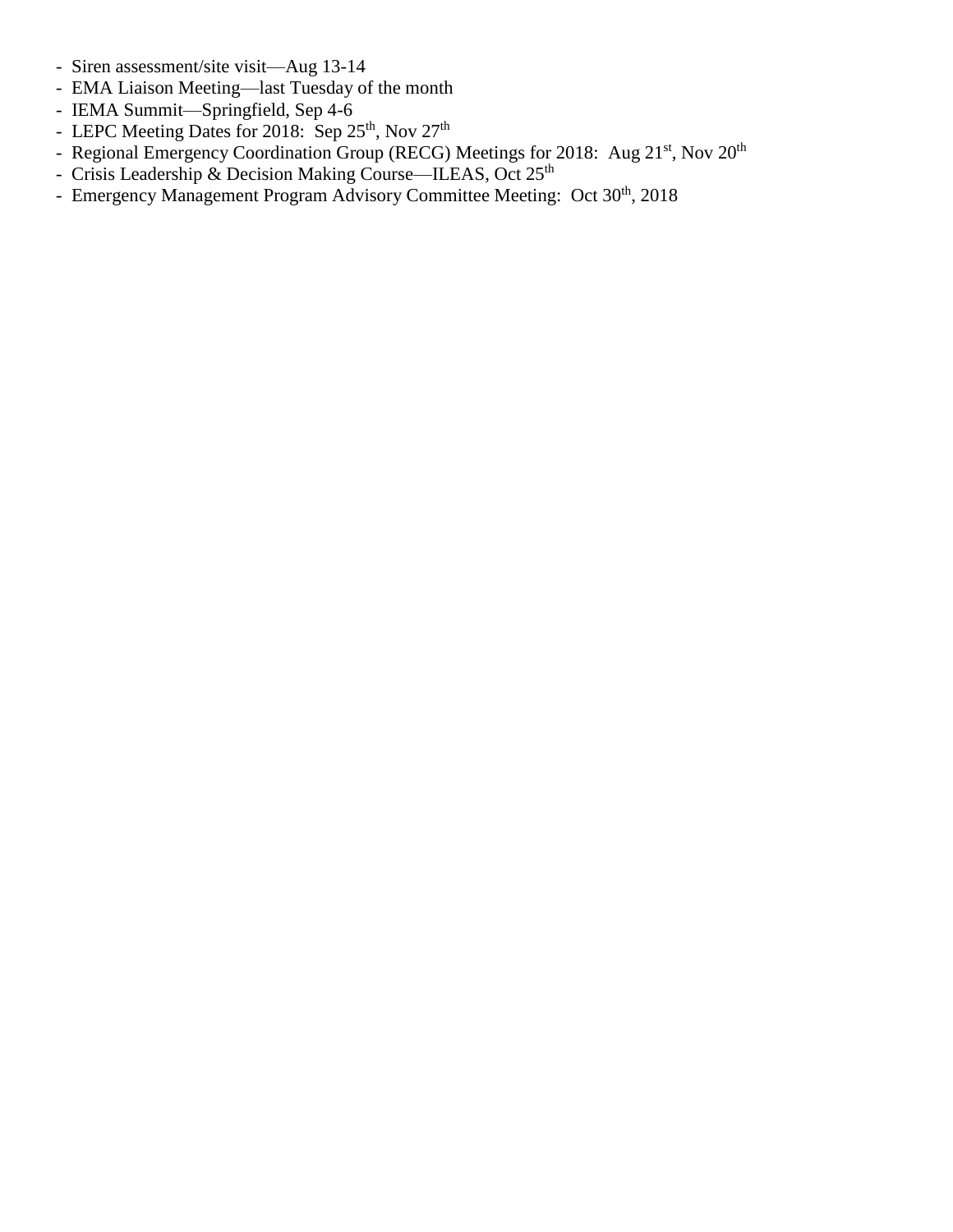- Siren assessment/site visit—Aug 13-14
- EMA Liaison Meeting—last Tuesday of the month
- IEMA Summit—Springfield, Sep 4-6
- LEPC Meeting Dates for 2018: Sep 25th, Nov 27th
- Regional Emergency Coordination Group (RECG) Meetings for 2018: Aug 21st, Nov 20th
- Crisis Leadership & Decision Making Course—ILEAS, Oct 25th
- Emergency Management Program Advisory Committee Meeting: Oct 30th, 2018